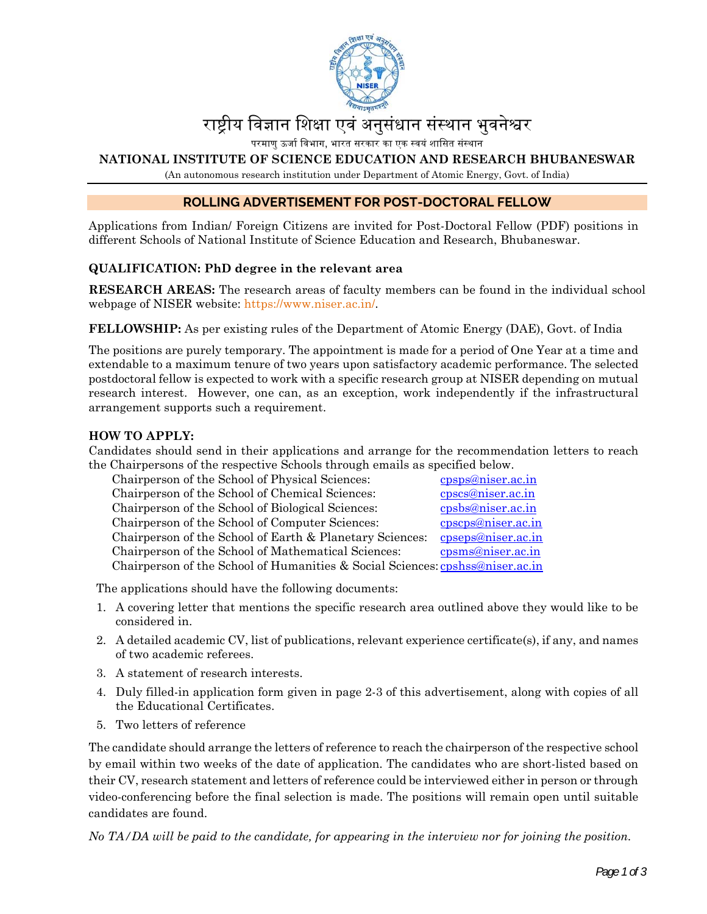राष्ट्रीय विज्ञान शिक्षा एवं अनुसंधान संस्थान भुवनेश्वर

परमाणु ऊर्जा विभाग, भारत सरकार का एक स्वयं शासित संस्थान

**NATIONAL INSTITUTE OF SCIENCE EDUCATION AND RESEARCH BHUBANESWAR**

(An autonomous research institution under Department of Atomic Energy, Govt. of India)

## ROLLING ADVERTISEMENT FOR POST-DOCTORAL FELLOW

Applications from Indian/ Foreign Citizens are invited for Post-Doctoral Fellow (PDF) positions in different Schools of National Institute of Science Education and Research, Bhubaneswar.

**QUALIFICATION: PhD degree in the relevant area**

**RESEARCH AREAS:** The research areas of faculty members can be found in the individual school webpage of NISER website: https://www.niser.ac.in/.

**FELLOWSHIP:** As per existing rules of the Department of Atomic Energy (DAE), Govt. of India

The positions are purely temporary. The appointment is made for a period of One Year at a time and extendable to a maximum tenure of two years upon satisfactory academic performance. The selected postdoctoral fellow is expected to work with a specific research group at NISER depending on mutual research interest. However, one can, as an exception, work independently if the infrastructural arrangement supports such a requirement.

**HOW TO APPLY:**

Candidates should send in their applications and arrange for the recommendation letters to reach the Chairpersons of the respective Schools through emails as specified below.

| | |
|---|---|
| Chairperson of the School of Physical Sciences: | cpsps@niser.ac.in |
| Chairperson of the School of Chemical Sciences: | cpscs@niser.ac.in |
| Chairperson of the School of Biological Sciences: | cpsbs@niser.ac.in |
| Chairperson of the School of Computer Sciences: | cpscps@niser.ac.in |
| Chairperson of the School of Earth & Planetary Sciences: | cpseps@niser.ac.in |
| Chairperson of the School of Mathematical Sciences: | cpsms@niser.ac.in |
| Chairperson of the School of Humanities & Social Sciences: | cpshss@niser.ac.in |

The applications should have the following documents:

1. A covering letter that mentions the specific research area outlined above they would like to be considered in.
2. A detailed academic CV, list of publications, relevant experience certificate(s), if any, and names of two academic referees.
3. A statement of research interests.
4. Duly filled-in application form given in page 2-3 of this advertisement, along with copies of all the Educational Certificates.
5. Two letters of reference

The candidate should arrange the letters of reference to reach the chairperson of the respective school by email within two weeks of the date of application. The candidates who are short-listed based on their CV, research statement and letters of reference could be interviewed either in person or through video-conferencing before the final selection is made. The positions will remain open until suitable candidates are found.

*No TA/DA will be paid to the candidate, for appearing in the interview nor for joining the position.*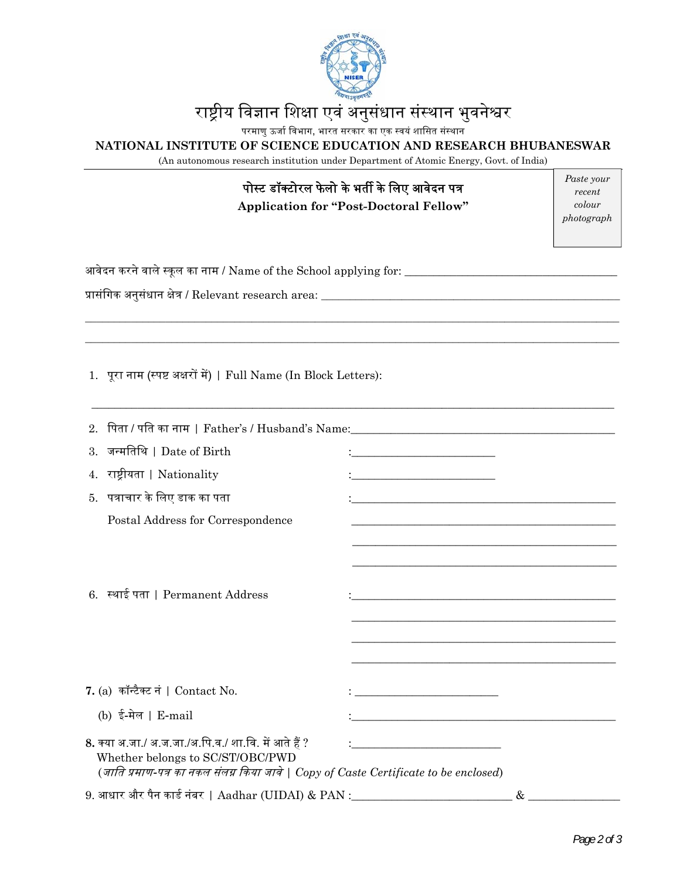# राष्ट्रीय विज्ञान शिक्षा एवं अनुसंधान संस्थान भुवनेश्वर

परमाणु ऊर्जा विभाग, भारत सरकार का एक स्वयं शासित संस्थान

**NATIONAL INSTITUTE OF SCIENCE EDUCATION AND RESEARCH BHUBANESWAR**

(An autonomous research institution under Department of Atomic Energy, Govt. of India)

## पोस्ट डॉक्टोरल फेलो के भर्ती के लिए आवेदन पत्र
## Application for "Post-Doctoral Fellow"

*Paste your recent colour photograph*

आवेदन करने वाले स्कूल का नाम / Name of the School applying for: ____________________

प्रासंगिक अनुसंधान क्षेत्र / Relevant research area: ____________________

____________________

____________________

1. पूरा नाम (स्पष्ट अक्षरों में) | Full Name (In Block Letters):

____________________

2. पिता / पति का नाम | Father's / Husband's Name: ____________________
3. जन्मतिथि | Date of Birth : ____________________
4. राष्ट्रीयता | Nationality : ____________________
5. पत्राचार के लिए डाक का पता : ____________________

   Postal Address for Correspondence ____________________

   ____________________

   ____________________

6. स्थाई पता | Permanent Address : ____________________

   ____________________

   ____________________

   ____________________

**7.** (a) कॉन्टैक्ट नं | Contact No. : ____________________

   (b) ई-मेल | E-mail : ____________________

**8.** क्या अ.जा./ अ.ज.जा./अ.पि.व./ शा.वि. में आते हैं ? : ____________________

   Whether belongs to SC/ST/OBC/PWD

   (*जाति प्रमाण-पत्र का नकल संलग्न किया जावे | Copy of Caste Certificate to be enclosed*)

9. आधार और पैन कार्ड नंबर | Aadhar (UIDAI) & PAN : ____________________ & ____________________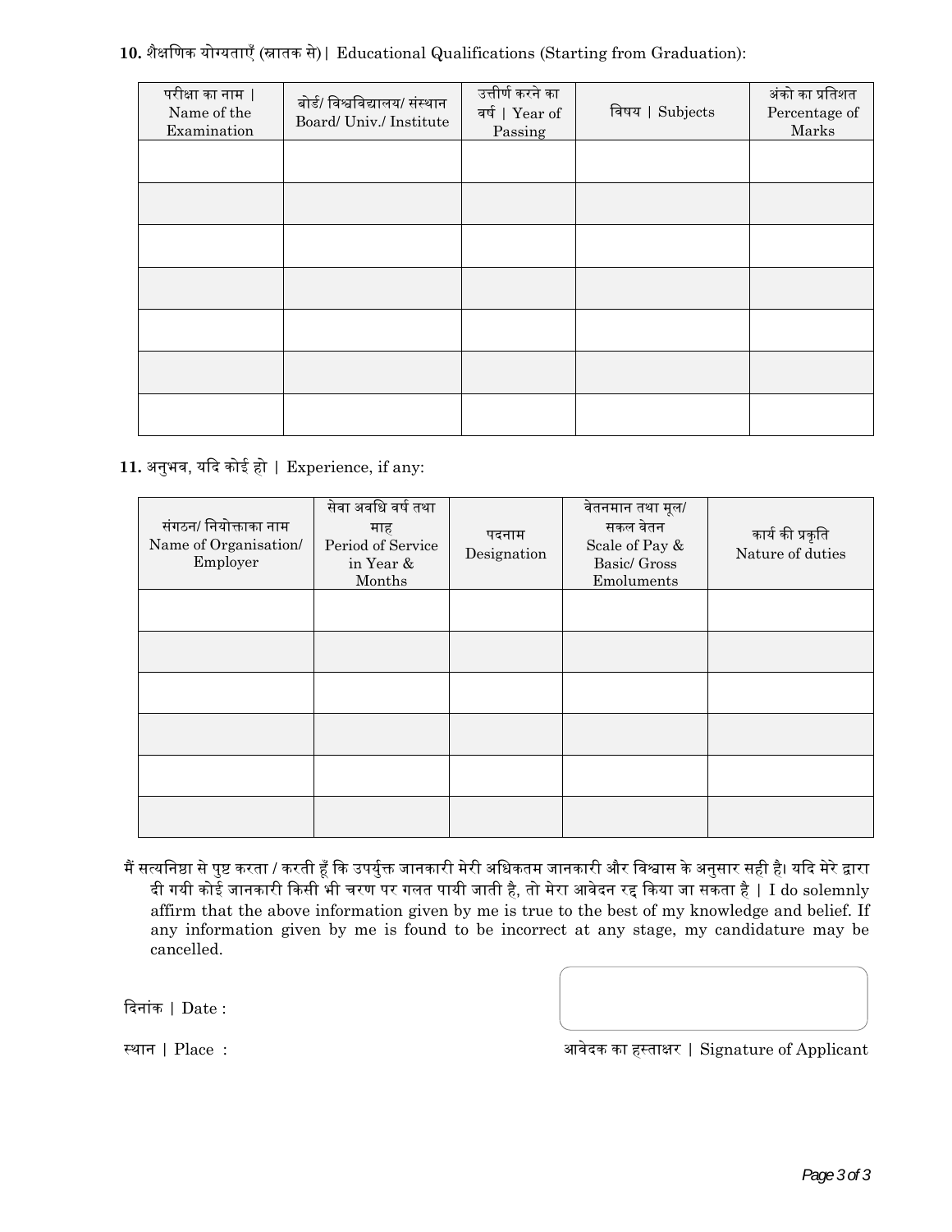**10.** शैक्षणिक योग्यताएँ (स्नातक से) | Educational Qualifications (Starting from Graduation):

| परीक्षा का नाम \| Name of the Examination | बोर्ड/ विश्वविद्यालय/ संस्थान Board/ Univ./ Institute | उत्तीर्ण करने का वर्ष \| Year of Passing | विषय \| Subjects | अंको का प्रतिशत Percentage of Marks |
|---|---|---|---|---|
| | | | | |
| | | | | |
| | | | | |
| | | | | |
| | | | | |
| | | | | |
| | | | | |

**11.** अनुभव, यदि कोई हो | Experience, if any:

| संगठन/ नियोक्ताका नाम Name of Organisation/ Employer | सेवा अवधि वर्ष तथा माह Period of Service in Year & Months | पदनाम Designation | वेतनमान तथा मूल/ सकल वेतन Scale of Pay & Basic/ Gross Emoluments | कार्य की प्रकृति Nature of duties |
|---|---|---|---|---|
| | | | | |
| | | | | |
| | | | | |
| | | | | |
| | | | | |
| | | | | |

मैं सत्यनिष्ठा से पुष्ट करता / करती हूँ कि उपर्युक्त जानकारी मेरी अधिकतम जानकारी और विश्वास के अनुसार सही है। यदि मेरे द्वारा दी गयी कोई जानकारी किसी भी चरण पर गलत पायी जाती है, तो मेरा आवेदन रद्द किया जा सकता है | I do solemnly affirm that the above information given by me is true to the best of my knowledge and belief. If any information given by me is found to be incorrect at any stage, my candidature may be cancelled.

दिनांक | Date :

स्थान | Place :

आवेदक का हस्ताक्षर | Signature of Applicant